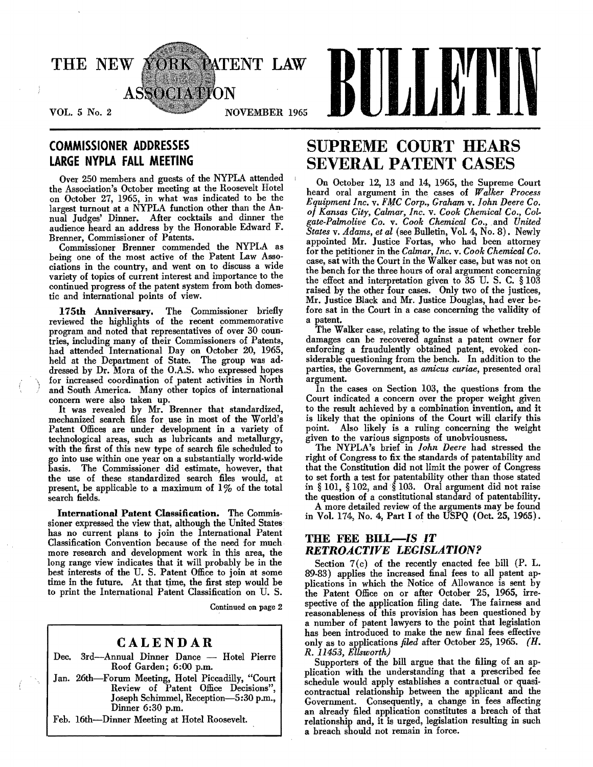# THE NEW YORK PATENT LAW ASSOCIATION BULLETIN

VOL. 5 No. 2 — NOVEMBER 1965

## COMMISSIONER ADDRESSES LARGE NYPLA FALL MEETING

Over 250 members and guests of the NYPLA attended the Association's October meeting at the Roosevelt Hotel on October 27, 1965, in what was indicated to be the largest turnout at a NYPLA function other than the Annual Judges' Dinner. After cocktails and dinner the audience heard an address by the Honorable Edward F. Brenner, Commissioner of Patents.

Commissioner Brenner commended the NYPLA as being one of the most active of the Patent Law Associations in the country, and went on to discuss a wide variety of topics of current interest and importance to the continued progress of the patent system from both domestic and international points of view.

**175th Anniversary.** The Commissioner briefly reviewed the highlights of the recent commemorative program and noted that representatives of over 30 countries, including many of their Commissioners of Patents, had attended International Day on October 20, 1965, held at the Department of State. The group was addressed by Dr. Mora of the O.A.S. who expressed hopes for increased coordination of patent activities in North and South America. Many other topics of international concern were also taken up.

It was revealed by Mr. Brenner that standardized, mechanized search files for use in most of the World's Patent Offices are under development in a variety of technological areas, such as lubricants and metallurgy, with the first of this new type of search file scheduled to go into use within one year on a substantially world-wide basis. The Commissioner did estimate, however, that the use of these standardized search files would, at present, be applicable to a maximum of 1% of the total search fields.

**International Patent Classification.** The Commissioner expressed the view that, although the United States has no current plans to join the International Patent Classification Convention because of the need for much more research and development work in this area, the long range view indicates that it will probably be in the best interests of the U. S. Patent Office to join at some time in the future. At that time, the first step would be to print the International Patent Classification on U. S.

Continued on page 2

### CALENDAR

Dec. 3rd—Annual Dinner Dance — Hotel Pierre Roof Garden; 6:00 p.m.

Jan. 26th—Forum Meeting, Hotel Piccadilly, "Court Review of Patent Office Decisions", Joseph Schimmel, Reception—5:30 p.m., Dinner 6:30 p.m.

Feb. 16th—Dinner Meeting at Hotel Roosevelt.

## SUPREME COURT HEARS SEVERAL PATENT CASES

On October 12, 13 and 14, 1965, the Supreme Court heard oral argument in the cases of *Walker Process Equipment Inc.* v. *FMC Corp., Graham* v. *John Deere Co. of Kansas City, Calmar, Inc.* v. *Cook Chemical Co., Colgate-Palmolive Co.* v. *Cook Chemical Co.,* and *United States* v. *Adams, et al* (see Bulletin, Vol. 4, No. 8). Newly appointed Mr. Justice Fortas, who had been attorney for the petitioner in the *Calmar, Inc.* v. *Cook Chemical Co.* case, sat with the Court in the Walker case, but was not on the bench for the three hours of oral argument concerning the effect and interpretation given to 35 U. S. C. § 103 raised by the other four cases. Only two of the justices, Mr. Justice Black and Mr. Justice Douglas, had ever before sat in the Court in a case concerning the validity of a patent.

The Walker case, relating to the issue of whether treble damages can be recovered against a patent owner for enforcing a fraudulently obtained patent, evoked considerable questioning from the bench. In addition to the parties, the Government, as *amicus curiae*, presented oral argument.

In the cases on Section 103, the questions from the Court indicated a concern over the proper weight given to the result achieved by a combination invention, and it is likely that the opinions of the Court will clarify this point. Also likely is a ruling concerning the weight given to the various signposts of unobviousness.

The NYPLA's brief in *John Deere* had stressed the right of Congress to fix the standards of patentability and that the Constitution did not limit the power of Congress to set forth a test for patentability other than those stated in § 101, § 102, and § 103. Oral argument did not raise the question of a constitutional standard of patentability.

A more detailed review of the arguments may be found in Vol. 174, No. 4, Part I of the USPQ (Oct. 25, 1965).

## THE FEE BILL—*IS IT RETROACTIVE LEGISLATION?*

Section 7(c) of the recently enacted fee bill (P. L. 89-83) applies the increased final fees to all patent applications in which the Notice of Allowance is sent by the Patent Office on or after October 25, 1965, irrespective of the application filing date. The fairness and reasonableness of this provision has been questioned by a number of patent lawyers to the point that legislation has been introduced to make the new final fees effective only as to applications *filed* after October 25, 1965. *(H. R. 11453, Ellsworth)*

Supporters of the bill argue that the filing of an application with the understanding that a prescribed fee schedule would apply establishes a contractual or quasi-contractual relationship between the applicant and the Government. Consequently, a change in fees affecting an already filed application constitutes a breach of that relationship and, it is urged, legislation resulting in such a breach should not remain in force.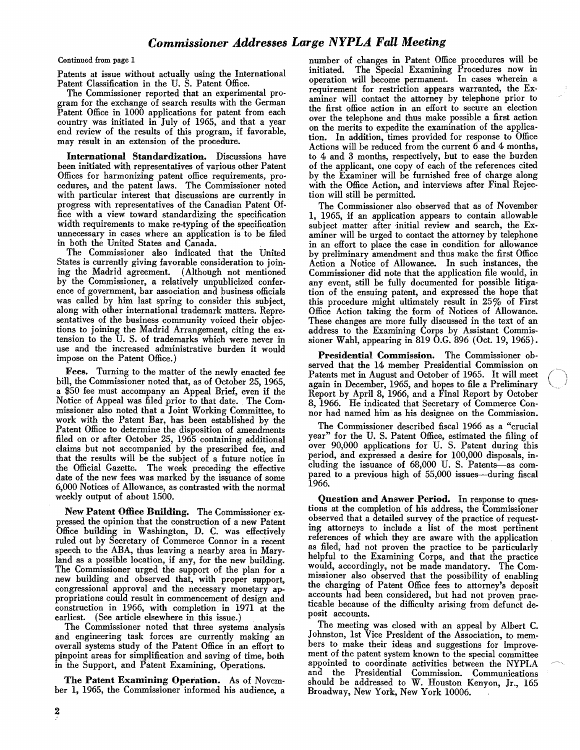## *Commissioner Addresses Large NYPLA Fall Meeting*

Continued from page 1

Patents at issue without actually using the International Patent Classification in the U. S. Patent Office.

The Commissioner reported that an experimental program for the exchange of search results with the German Patent Office in 1000 applications for patent from each country was initiated in July of 1965, and that a year end review of the results of this program, if favorable, may result in an extension of the procedure.

**International Standardization.** Discussions have been initiated with representatives of various other Patent Offices for harmonizing patent office requirements, procedures, and the patent laws. The Commissioner noted with particular interest that discussions are currently in progress with representatives of the Canadian Patent Office with a view toward standardizing the specification width requirements to make re-typing of the specification unnecessary in cases where an application is to be filed in both the United States and Canada.

The Commissioner also indicated that the United States is currently giving favorable consideration to joining the Madrid agreement. (Although not mentioned by the Commissioner, a relatively unpublicized conference of government, bar association and business officials was called by him last spring to consider this subject, along with other international trademark matters. Representatives of the business community voiced their objections to joining the Madrid Arrangement, citing the extension to the U. S. of trademarks which were never in use and the increased administrative burden it would impose on the Patent Office.)

**Fees.** Turning to the matter of the newly enacted fee bill, the Commissioner noted that, as of October 25, 1965, a $50 fee must accompany an Appeal Brief, even if the Notice of Appeal was filed prior to that date. The Commissioner also noted that a Joint Working Committee, to work with the Patent Bar, has been established by the Patent Office to determine the disposition of amendments filed on or after October 25, 1965 containing additional claims but not accompanied by the prescribed fee, and that the results will be the subject of a future notice in the Official Gazette. The week preceding the effective date of the new fees was marked by the issuance of some 6,000 Notices of Allowance, as contrasted with the normal weekly output of about 1500.

**New Patent Office Building.** The Commissioner expressed the opinion that the construction of a new Patent Office building in Washington, D. C. was effectively ruled out by Secretary of Commerce Connor in a recent speech to the ABA, thus leaving a nearby area in Maryland as a possible location, if any, for the new building. The Commissioner urged the support of the plan for a new building and observed that, with proper support, congressional approval and the necessary monetary appropriations could result in commencement of design and construction in 1966, with completion in 1971 at the earliest. (See article elsewhere in this issue.)

The Commissioner noted that three systems analysis and engineering task forces are currently making an overall systems study of the Patent Office in an effort to pinpoint areas for simplification and saving of time, both in the Support, and Patent Examining, Operations.

**The Patent Examining Operation.** As of November 1, 1965, the Commissioner informed his audience, a number of changes in Patent Office procedures will be initiated. The Special Examining Procedures now in operation will become permanent. In cases wherein a requirement for restriction appears warranted, the Examiner will contact the attorney by telephone prior to the first office action in an effort to secure an election over the telephone and thus make possible a first action on the merits to expedite the examination of the application. In addition, times provided for response to Office Actions will be reduced from the current 6 and 4 months, to 4 and 3 months, respectively, but to ease the burden of the applicant, one copy of each of the references cited by the Examiner will be furnished free of charge along with the Office Action, and interviews after Final Rejection will still be permitted.

The Commissioner also observed that as of November 1, 1965, if an application appears to contain allowable subject matter after initial review and search, the Examiner will be urged to contact the attorney by telephone in an effort to place the case in condition for allowance by preliminary amendment and thus make the first Office Action a Notice of Allowance. In such instances, the Commissioner did note that the application file would, in any event, still be fully documented for possible litigation of the ensuing patent, and expressed the hope that this procedure might ultimately result in 25% of First Office Action taking the form of Notices of Allowance. These changes are more fully discussed in the text of an address to the Examining Corps by Assistant Commissioner Wahl, appearing in 819 O.G. 896 (Oct. 19, 1965).

**Presidential Commission.** The Commissioner observed that the 14 member Presidential Commission on Patents met in August and October of 1965. It will meet again in December, 1965, and hopes to file a Preliminary Report by April 8, 1966, and a Final Report by October 8, 1966. He indicated that Secretary of Commerce Connor had named him as his designee on the Commission.

The Commissioner described fiscal 1966 as a "crucial year" for the U. S. Patent Office, estimated the filing of over 90,000 applications for U. S. Patent during this period, and expressed a desire for 100,000 disposals, including the issuance of 68,000 U. S. Patents—as compared to a previous high of 55,000 issues—during fiscal 1966.

**Question and Answer Period.** In response to questions at the completion of his address, the Commissioner observed that a detailed survey of the practice of requesting attorneys to include a list of the most pertinent references of which they are aware with the application as filed, had not proven the practice to be particularly helpful to the Examining Corps, and that the practice would, accordingly, not be made mandatory. The Commissioner also observed that the possibility of enabling the charging of Patent Office fees to attorney's deposit accounts had been considered, but had not proven practicable because of the difficulty arising from defunct deposit accounts.

The meeting was closed with an appeal by Albert C. Johnston, 1st Vice President of the Association, to members to make their ideas and suggestions for improvement of the patent system known to the special committee appointed to coordinate activities between the NYPLA and the Presidential Commission. Communications should be addressed to W. Houston Kenyon, Jr., 165 Broadway, New York, New York 10006.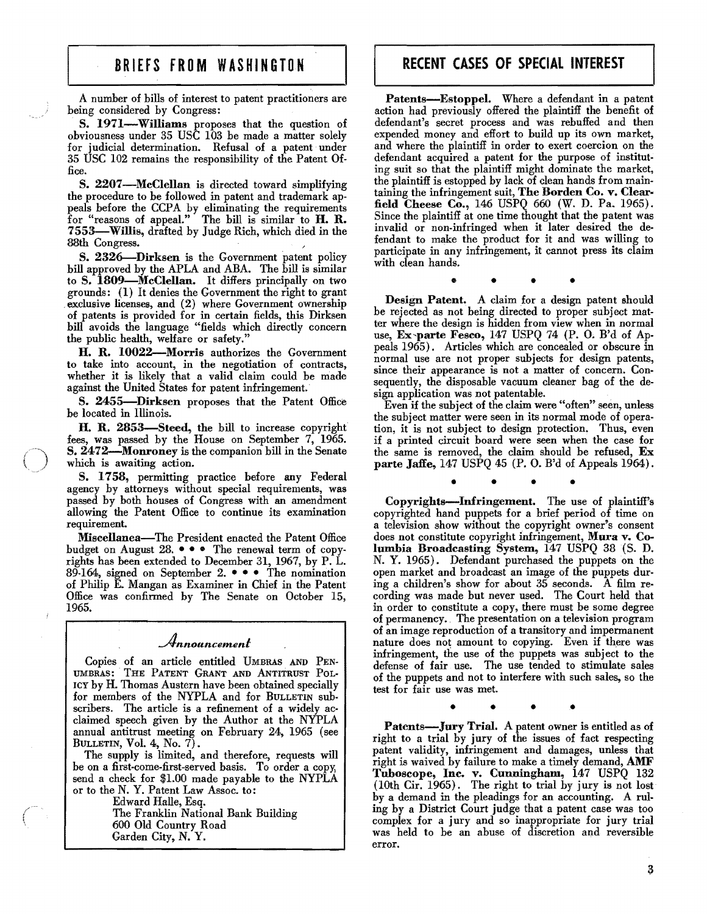## BRIEFS FROM WASHINGTON

A number of bills of interest to patent practitioners are being considered by Congress:

**S. 1971—Williams** proposes that the question of obviousness under 35 USC 103 be made a matter solely for judicial determination. Refusal of a patent under 35 USC 102 remains the responsibility of the Patent Office.

**S. 2207—McClellan** is directed toward simplifying the procedure to be followed in patent and trademark appeals before the CCPA by eliminating the requirements for "reasons of appeal." The bill is similar to **H. R. 7553—Willis,** drafted by Judge Rich, which died in the 88th Congress.

**S. 2326—Dirksen** is the Government patent policy bill approved by the APLA and ABA. The bill is similar to **S. 1809—McClellan.** It differs principally on two grounds: (1) It denies the Government the right to grant exclusive licenses, and (2) where Government ownership of patents is provided for in certain fields, this Dirksen bill avoids the language "fields which directly concern the public health, welfare or safety."

**H. R. 10022—Morris** authorizes the Government to take into account, in the negotiation of contracts, whether it is likely that a valid claim could be made against the United States for patent infringement.

**S. 2455—Dirksen** proposes that the Patent Office be located in Illinois.

**H. R. 2853—Steed,** the bill to increase copyright fees, was passed by the House on September 7, 1965. **S. 2472—Monroney** is the companion bill in the Senate which is awaiting action.

**S. 1758,** permitting practice before any Federal agency by attorneys without special requirements, was passed by both houses of Congress with an amendment allowing the Patent Office to continue its examination requirement.

**Miscellanea**—The President enacted the Patent Office budget on August 28. • • • The renewal term of copyrights has been extended to December 31, 1967, by P. L. 89-164, signed on September 2. • • • The nomination of Philip E. Mangan as Examiner in Chief in the Patent Office was confirmed by The Senate on October 15, 1965.

### *Announcement*

Copies of an article entitled UMBRAS AND PENUMBRAS: THE PATENT GRANT AND ANTITRUST POLICY by H. Thomas Austern have been obtained specially for members of the NYPLA and for BULLETIN subscribers. The article is a refinement of a widely acclaimed speech given by the Author at the NYPLA annual antitrust meeting on February 24, 1965 (see BULLETIN, Vol. 4, No. 7).

The supply is limited, and therefore, requests will be on a first-come-first-served basis. To order a copy, send a check for $1.00 made payable to the NYPLA or to the N. Y. Patent Law Assoc. to:

Edward Halle, Esq.
The Franklin National Bank Building
600 Old Country Road
Garden City, N. Y.

## RECENT CASES OF SPECIAL INTEREST

**Patents—Estoppel.** Where a defendant in a patent action had previously offered the plaintiff the benefit of defendant's secret process and was rebuffed and then expended money and effort to build up its own market, and where the plaintiff in order to exert coercion on the defendant acquired a patent for the purpose of instituting suit so that the plaintiff might dominate the market, the plaintiff is estopped by lack of clean hands from maintaining the infringement suit, **The Borden Co. v. Clearfield Cheese Co.,** 146 USPQ 660 (W. D. Pa. 1965). Since the plaintiff at one time thought that the patent was invalid or non-infringed when it later desired the defendant to make the product for it and was willing to participate in any infringement, it cannot press its claim with clean hands.

• • • •

**Design Patent.** A claim for a design patent should be rejected as not being directed to proper subject matter where the design is hidden from view when in normal use, **Ex parte Fesco,** 147 USPQ 74 (P. O. B'd of Appeals 1965). Articles which are concealed or obscure in normal use are not proper subjects for design patents, since their appearance is not a matter of concern. Consequently, the disposable vacuum cleaner bag of the design application was not patentable.

Even if the subject of the claim were "often" seen, unless the subject matter were seen in its normal mode of operation, it is not subject to design protection. Thus, even if a printed circuit board were seen when the case for the same is removed, the claim should be refused, **Ex parte Jaffe,** 147 USPQ 45 (P. O. B'd of Appeals 1964).

• • • •

**Copyrights—Infringement.** The use of plaintiff's copyrighted hand puppets for a brief period of time on a television show without the copyright owner's consent does not constitute copyright infringement, **Mura v. Columbia Broadcasting System,** 147 USPQ 38 (S. D. N. Y. 1965). Defendant purchased the puppets on the open market and broadcast an image of the puppets during a children's show for about 35 seconds. A film recording was made but never used. The Court held that in order to constitute a copy, there must be some degree of permanency. The presentation on a television program of an image reproduction of a transitory and impermanent nature does not amount to copying. Even if there was infringement, the use of the puppets was subject to the defense of fair use. The use tended to stimulate sales of the puppets and not to interfere with such sales, so the test for fair use was met.

• • • •

**Patents—Jury Trial.** A patent owner is entitled as of right to a trial by jury of the issues of fact respecting patent validity, infringement and damages, unless that right is waived by failure to make a timely demand, **AMF Tuboscope, Inc. v. Cunningham,** 147 USPQ 132 (10th Cir. 1965). The right to trial by jury is not lost by a demand in the pleadings for an accounting. A ruling by a District Court judge that a patent case was too complex for a jury and so inappropriate for jury trial was held to be an abuse of discretion and reversible error.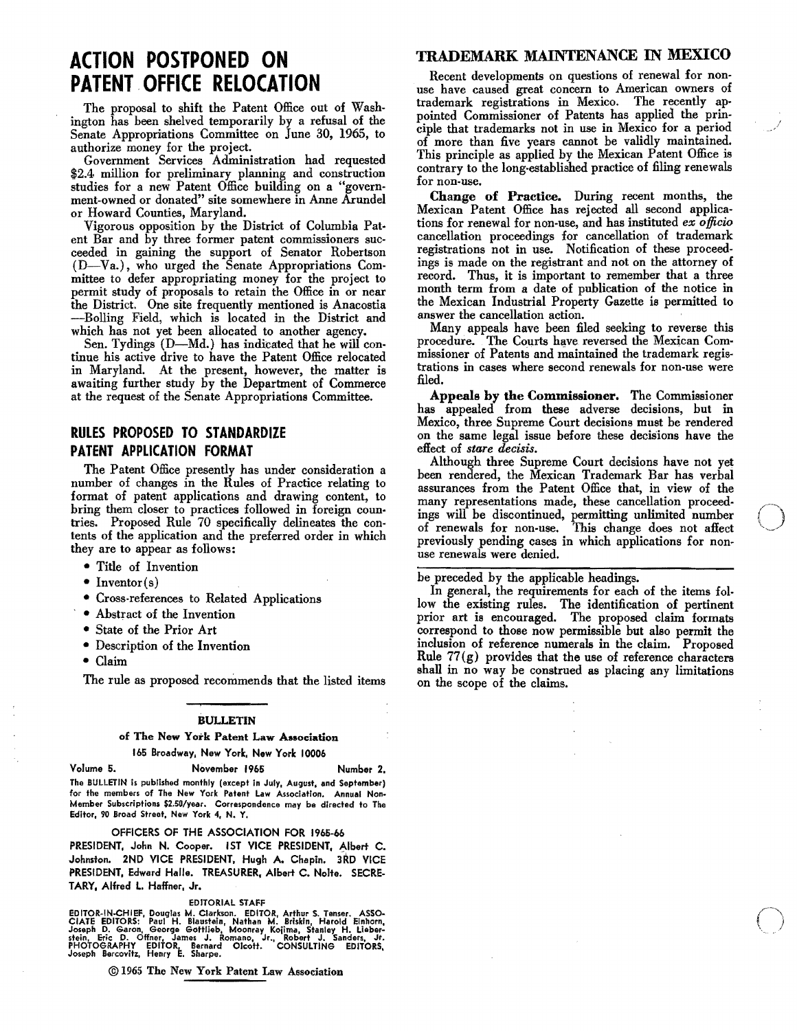# ACTION POSTPONED ON PATENT OFFICE RELOCATION

The proposal to shift the Patent Office out of Washington has been shelved temporarily by a refusal of the Senate Appropriations Committee on June 30, 1965, to authorize money for the project.

Government Services Administration had requested \$2.4 million for preliminary planning and construction studies for a new Patent Office building on a "government-owned or donated" site somewhere in Anne Arundel or Howard Counties, Maryland.

Vigorous opposition by the District of Columbia Patent Bar and by three former patent commissioners succeeded in gaining the support of Senator Robertson (D—Va.), who urged the Senate Appropriations Committee to defer appropriating money for the project to permit study of proposals to retain the Office in or near the District. One site frequently mentioned is Anacostia—Bolling Field, which is located in the District and which has not yet been allocated to another agency.

Sen. Tydings (D—Md.) has indicated that he will continue his active drive to have the Patent Office relocated in Maryland. At the present, however, the matter is awaiting further study by the Department of Commerce at the request of the Senate Appropriations Committee.

## RULES PROPOSED TO STANDARDIZE PATENT APPLICATION FORMAT

The Patent Office presently has under consideration a number of changes in the Rules of Practice relating to format of patent applications and drawing content, to bring them closer to practices followed in foreign countries. Proposed Rule 70 specifically delineates the contents of the application and the preferred order in which they are to appear as follows:

- Title of Invention
- Inventor(s)
- Cross-references to Related Applications
- Abstract of the Invention
- State of the Prior Art
- Description of the Invention
- Claim

The rule as proposed recommends that the listed items be preceded by the applicable headings.

In general, the requirements for each of the items follow the existing rules. The identification of pertinent prior art is encouraged. The proposed claim formats correspond to those now permissible but also permit the inclusion of reference numerals in the claim. Proposed Rule 77(g) provides that the use of reference characters shall in no way be construed as placing any limitations on the scope of the claims.

## TRADEMARK MAINTENANCE IN MEXICO

Recent developments on questions of renewal for non-use have caused great concern to American owners of trademark registrations in Mexico. The recently appointed Commissioner of Patents has applied the principle that trademarks not in use in Mexico for a period of more than five years cannot be validly maintained. This principle as applied by the Mexican Patent Office is contrary to the long-established practice of filing renewals for non-use.

**Change of Practice.** During recent months, the Mexican Patent Office has rejected all second applications for renewal for non-use, and has instituted *ex officio* cancellation proceedings for cancellation of trademark registrations not in use. Notification of these proceedings is made on the registrant and not on the attorney of record. Thus, it is important to remember that a three month term from a date of publication of the notice in the Mexican Industrial Property Gazette is permitted to answer the cancellation action.

Many appeals have been filed seeking to reverse this procedure. The Courts have reversed the Mexican Commissioner of Patents and maintained the trademark registrations in cases where second renewals for non-use were filed.

**Appeals by the Commissioner.** The Commissioner has appealed from these adverse decisions, but in Mexico, three Supreme Court decisions must be rendered on the same legal issue before these decisions have the effect of *stare decisis.*

Although three Supreme Court decisions have not yet been rendered, the Mexican Trademark Bar has verbal assurances from the Patent Office that, in view of the many representations made, these cancellation proceedings will be discontinued, permitting unlimited number of renewals for non-use. This change does not affect previously pending cases in which applications for non-use renewals were denied.

---

**BULLETIN**

**of The New York Patent Law Association**

165 Broadway, New York, New York 10006

Volume 5. November 1965 Number 2.

The BULLETIN is published monthly (except in July, August, and September) for the members of The New York Patent Law Association. Annual Non-Member Subscriptions \$2.50/year. Correspondence may be directed to The Editor, 90 Broad Street, New York 4, N. Y.

OFFICERS OF THE ASSOCIATION FOR 1965-66

PRESIDENT, John N. Cooper. 1ST VICE PRESIDENT, Albert C. Johnston. 2ND VICE PRESIDENT, Hugh A. Chapin. 3RD VICE PRESIDENT, Edward Halle. TREASURER, Albert C. Nolte. SECRETARY, Alfred L. Haffner, Jr.

EDITORIAL STAFF

EDITOR-IN-CHIEF, Douglas M. Clarkson. EDITOR, Arthur S. Tenser. ASSOCIATE EDITORS: Paul H. Blaustein, Nathan M. Briskin, Harold Einhorn, Joseph D. Garon, George Gottlieb, Moonray Kojima, Stanley H. Lieberstein, Eric D. Offner, James J. Romano, Jr., Robert J. Sanders, Jr. PHOTOGRAPHY EDITOR, Bernard Olcott. CONSULTING EDITORS, Joseph Bercovitz, Henry E. Sharpe.

© 1965 The New York Patent Law Association